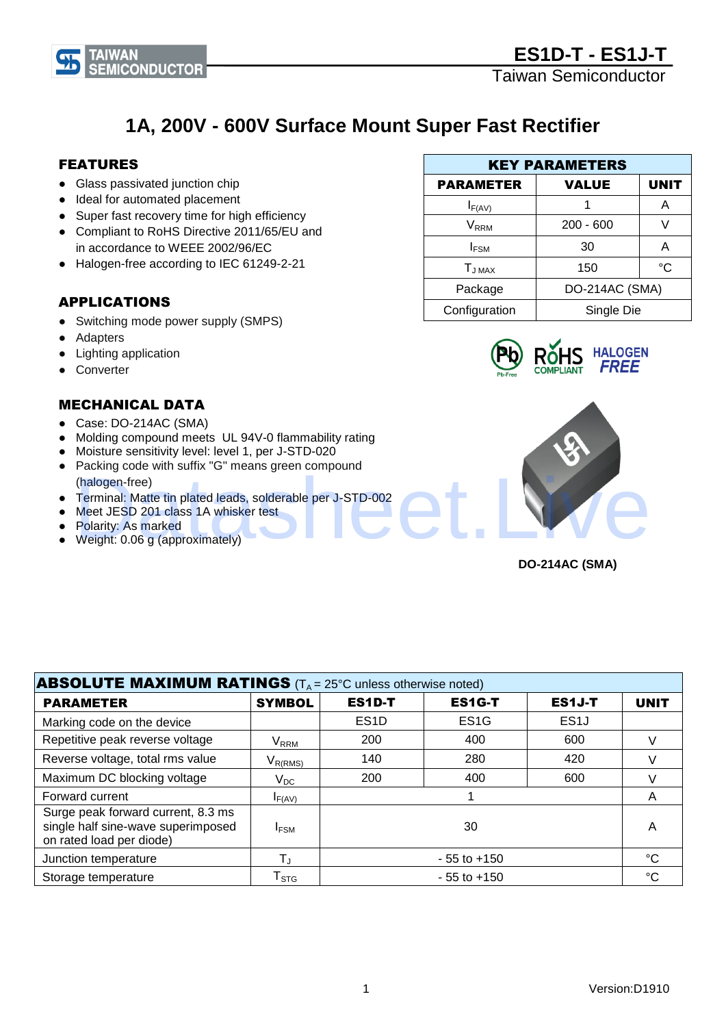# 1A, 200V - 600V Surface Mount Super Fast Rectifier

## FEATURES

- Glass passivated junction chip
- Ideal for automated placement
- Super fast recovery time for high efficiency
- Compliant to RoHS Directive 2011/65/EU and in accordance to WEEE 2002/96/EC
- Halogen-free according to IEC 61249-2-21

## KEY PARAMETERS

| PARAMETER | VALUE | UNIT |
|---|---|---|
| $I_{F(AV)}$ | 1 | A |
| $V_{RRM}$ | 200 - 600 | V |
| $I_{FSM}$ | 30 | A |
| $T_{J\ MAX}$ | 150 | °C |
| Package | DO-214AC (SMA) | |
| Configuration | Single Die | |

## APPLICATIONS

- Switching mode power supply (SMPS)
- Adapters
- Lighting application
- Converter

## MECHANICAL DATA

- Case: DO-214AC (SMA)
- Molding compound meets UL 94V-0 flammability rating
- Moisture sensitivity level: level 1, per J-STD-020
- Packing code with suffix "G" means green compound (halogen-free)
- Terminal: Matte tin plated leads, solderable per J-STD-002
- Meet JESD 201 class 1A whisker test
- Polarity: As marked
- Weight: 0.06 g (approximately)

DO-214AC (SMA)

## ABSOLUTE MAXIMUM RATINGS ($T_A$ = 25°C unless otherwise noted)

| PARAMETER | SYMBOL | ES1D-T | ES1G-T | ES1J-T | UNIT |
|---|---|---|---|---|---|
| Marking code on the device | | ES1D | ES1G | ES1J | |
| Repetitive peak reverse voltage | $V_{RRM}$ | 200 | 400 | 600 | V |
| Reverse voltage, total rms value | $V_{R(RMS)}$ | 140 | 280 | 420 | V |
| Maximum DC blocking voltage | $V_{DC}$ | 200 | 400 | 600 | V |
| Forward current | $I_{F(AV)}$ | 1 | | | A |
| Surge peak forward current, 8.3 ms single half sine-wave superimposed on rated load per diode) | $I_{FSM}$ | 30 | | | A |
| Junction temperature | $T_J$ | - 55 to +150 | | | °C |
| Storage temperature | $T_{STG}$ | - 55 to +150 | | | °C |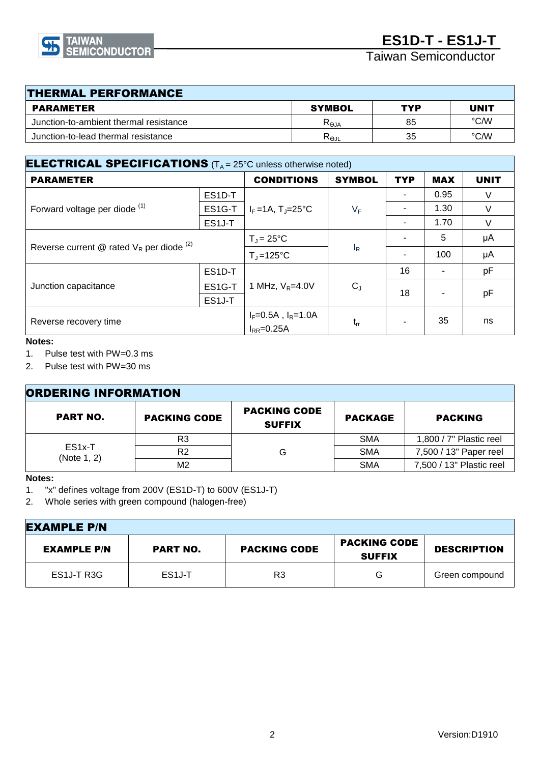## THERMAL PERFORMANCE

| PARAMETER | SYMBOL | TYP | UNIT |
|---|---|---|---|
| Junction-to-ambient thermal resistance | $R_{\Theta JA}$ | 85 | °C/W |
| Junction-to-lead thermal resistance | $R_{\Theta JL}$ | 35 | °C/W |

## ELECTRICAL SPECIFICATIONS ($T_A$ = 25°C unless otherwise noted)

| PARAMETER | | CONDITIONS | SYMBOL | TYP | MAX | UNIT |
|---|---|---|---|---|---|---|
| Forward voltage per diode [1] | ES1D-T | $I_F$ =1A, $T_J$=25°C | $V_F$ | - | 0.95 | V |
| | ES1G-T | | | - | 1.30 | V |
| | ES1J-T | | | - | 1.70 | V |
| Reverse current @ rated $V_R$ per diode [2] | | $T_J$= 25°C | $I_R$ | - | 5 | μA |
| | | $T_J$=125°C | | - | 100 | μA |
| Junction capacitance | ES1D-T | 1 MHz, $V_R$=4.0V | $C_J$ | 16 | - | pF |
| | ES1G-T | | | 18 | - | pF |
| | ES1J-T | | | | | |
| Reverse recovery time | | $I_F$=0.5A , $I_R$=1.0A $I_{RR}$=0.25A | $t_{rr}$ | - | 35 | ns |

**Notes:**

1. Pulse test with PW=0.3 ms
2. Pulse test with PW=30 ms

## ORDERING INFORMATION

| PART NO. | PACKING CODE | PACKING CODE SUFFIX | PACKAGE | PACKING |
|---|---|---|---|---|
| ES1x-T (Note 1, 2) | R3 | G | SMA | 1,800 / 7" Plastic reel |
| | R2 | | SMA | 7,500 / 13" Paper reel |
| | M2 | | SMA | 7,500 / 13" Plastic reel |

**Notes:**

1. "x" defines voltage from 200V (ES1D-T) to 600V (ES1J-T)
2. Whole series with green compound (halogen-free)

## EXAMPLE P/N

| EXAMPLE P/N | PART NO. | PACKING CODE | PACKING CODE SUFFIX | DESCRIPTION |
|---|---|---|---|---|
| ES1J-T R3G | ES1J-T | R3 | G | Green compound |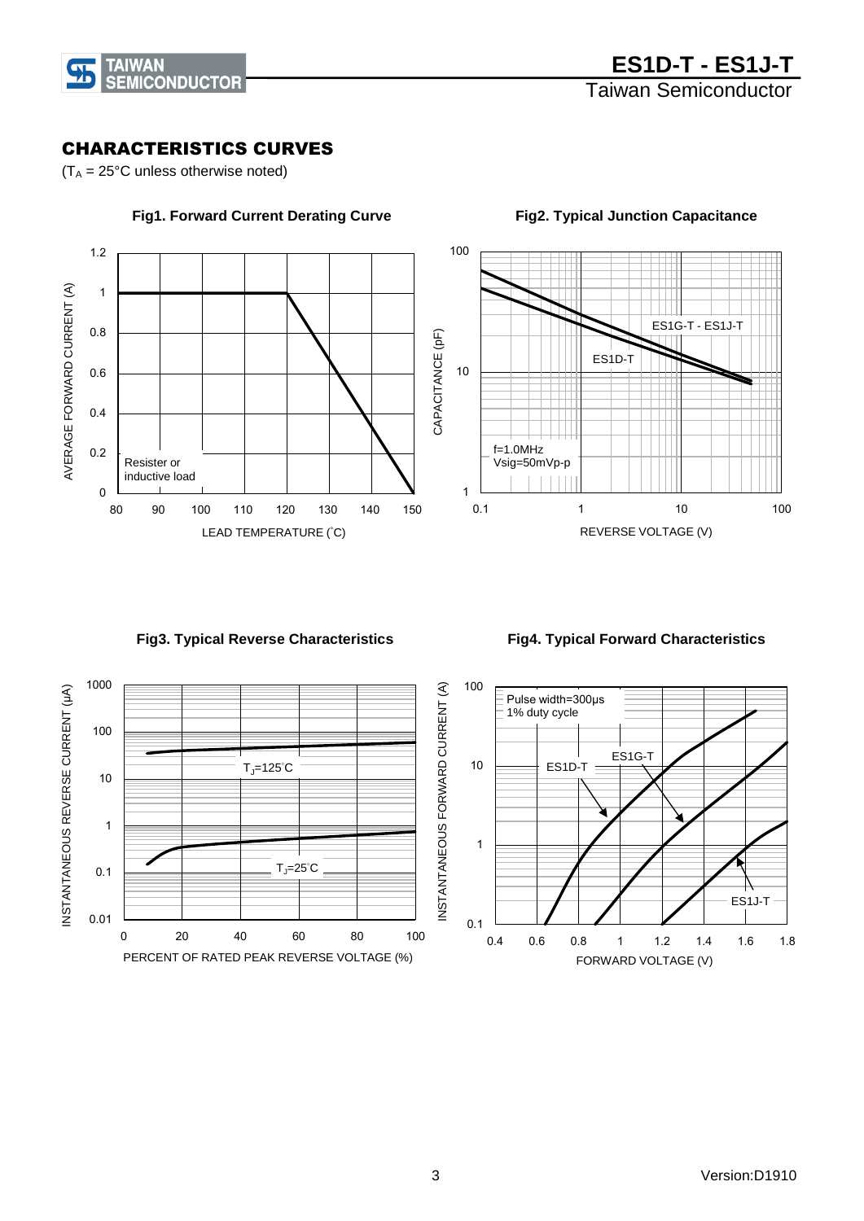## CHARACTERISTICS CURVES

($T_A$ = 25°C unless otherwise noted)

**Fig1. Forward Current Derating Curve**

AVERAGE FORWARD CURRENT (A)

Resister or inductive load

LEAD TEMPERATURE (°C)

**Fig2. Typical Junction Capacitance**

CAPACITANCE (pF)

ES1G-T - ES1J-T

ES1D-T

f=1.0MHz
Vsig=50mVp-p

REVERSE VOLTAGE (V)

**Fig3. Typical Reverse Characteristics**

INSTANTANEOUS REVERSE CURRENT (μA)

$T_J$=125°C

$T_J$=25°C

PERCENT OF RATED PEAK REVERSE VOLTAGE (%)

**Fig4. Typical Forward Characteristics**

INSTANTANEOUS FORWARD CURRENT (A)

Pulse width=300μs
1% duty cycle

ES1D-T

ES1G-T

ES1J-T

FORWARD VOLTAGE (V)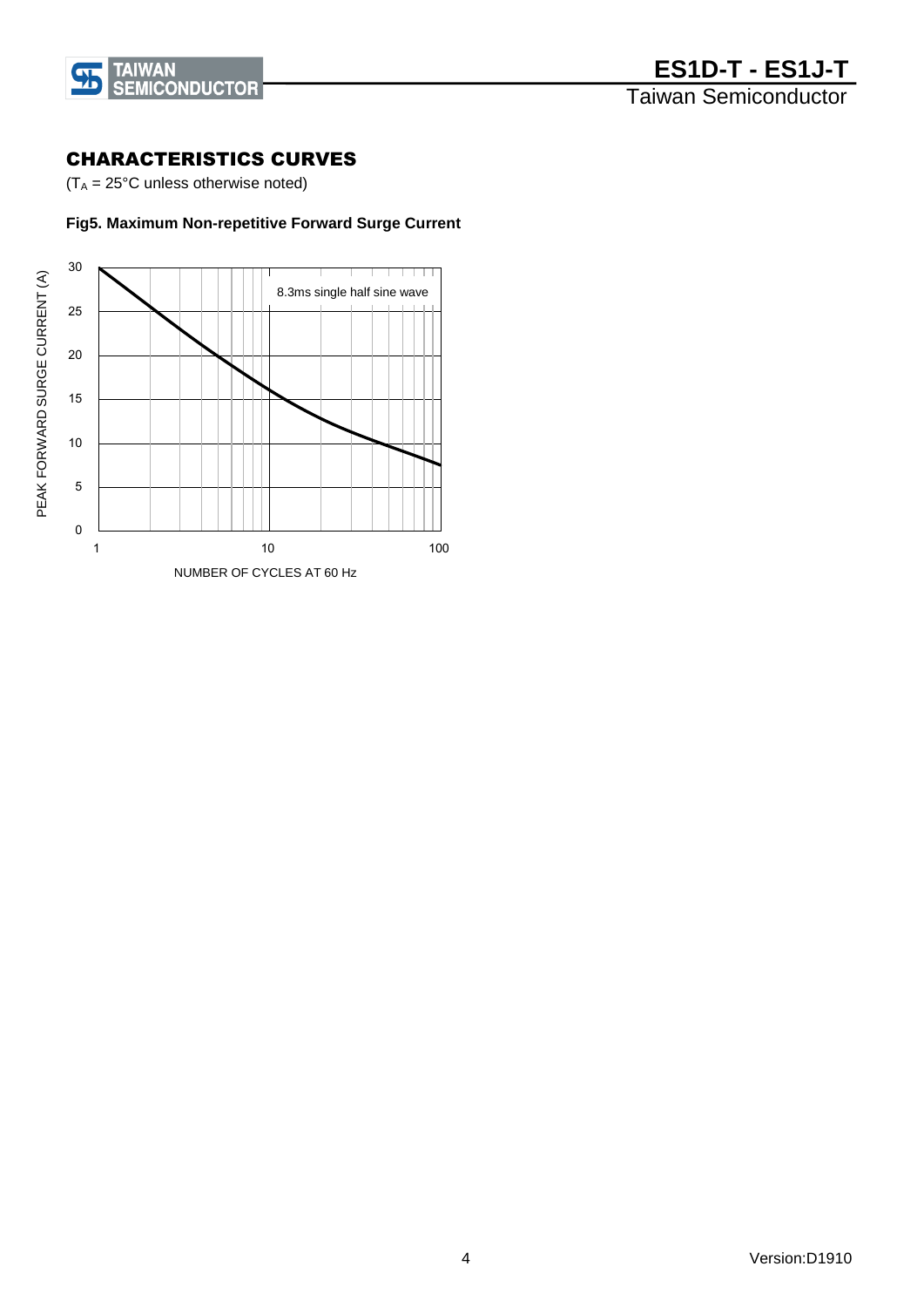## CHARACTERISTICS CURVES

($T_A$ = 25°C unless otherwise noted)

**Fig5. Maximum Non-repetitive Forward Surge Current**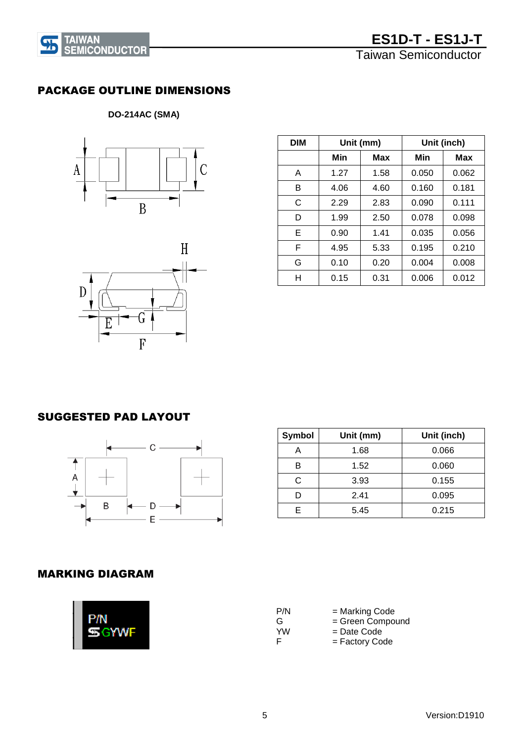## PACKAGE OUTLINE DIMENSIONS

**DO-214AC (SMA)**

| DIM | Unit (mm) | | Unit (inch) | |
|---|---|---|---|---|
| | Min | Max | Min | Max |
| A | 1.27 | 1.58 | 0.050 | 0.062 |
| B | 4.06 | 4.60 | 0.160 | 0.181 |
| C | 2.29 | 2.83 | 0.090 | 0.111 |
| D | 1.99 | 2.50 | 0.078 | 0.098 |
| E | 0.90 | 1.41 | 0.035 | 0.056 |
| F | 4.95 | 5.33 | 0.195 | 0.210 |
| G | 0.10 | 0.20 | 0.004 | 0.008 |
| H | 0.15 | 0.31 | 0.006 | 0.012 |

## SUGGESTED PAD LAYOUT

| Symbol | Unit (mm) | Unit (inch) |
|---|---|---|
| A | 1.68 | 0.066 |
| B | 1.52 | 0.060 |
| C | 3.93 | 0.155 |
| D | 2.41 | 0.095 |
| E | 5.45 | 0.215 |

## MARKING DIAGRAM

P/N = Marking Code
G = Green Compound
YW = Date Code
F = Factory Code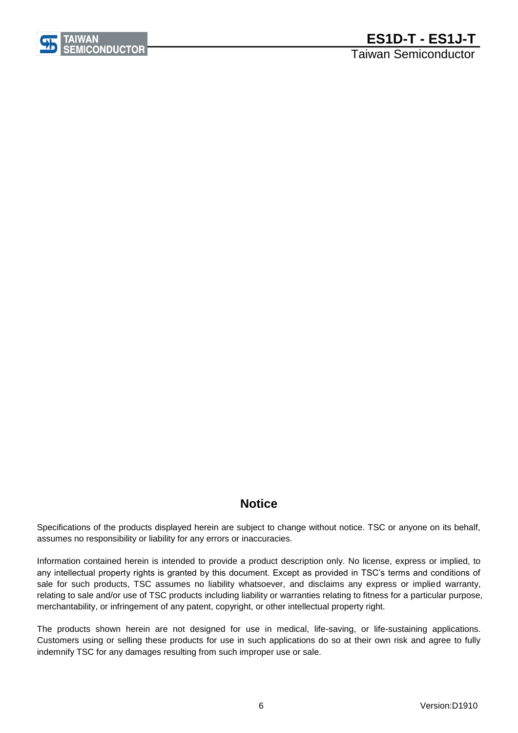## Notice

Specifications of the products displayed herein are subject to change without notice. TSC or anyone on its behalf, assumes no responsibility or liability for any errors or inaccuracies.

Information contained herein is intended to provide a product description only. No license, express or implied, to any intellectual property rights is granted by this document. Except as provided in TSC's terms and conditions of sale for such products, TSC assumes no liability whatsoever, and disclaims any express or implied warranty, relating to sale and/or use of TSC products including liability or warranties relating to fitness for a particular purpose, merchantability, or infringement of any patent, copyright, or other intellectual property right.

The products shown herein are not designed for use in medical, life-saving, or life-sustaining applications. Customers using or selling these products for use in such applications do so at their own risk and agree to fully indemnify TSC for any damages resulting from such improper use or sale.